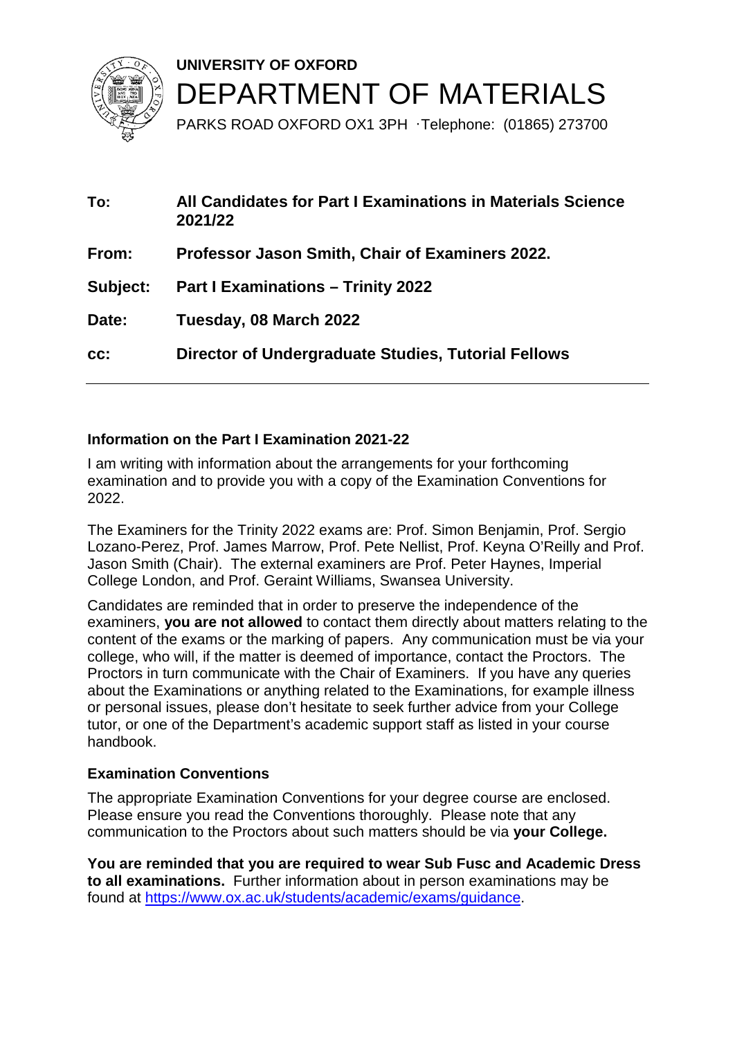**UNIVERSITY OF OXFORD**

# DEPARTMENT OF MATERIALS

PARKS ROAD OXFORD OX1 3PH ·Telephone: (01865) 273700

| | |
|---|---|
| **To:** | **All Candidates for Part I Examinations in Materials Science 2021/22** |
| **From:** | **Professor Jason Smith, Chair of Examiners 2022.** |
| **Subject:** | **Part I Examinations – Trinity 2022** |
| **Date:** | **Tuesday, 08 March 2022** |
| **cc:** | **Director of Undergraduate Studies, Tutorial Fellows** |

---

### Information on the Part I Examination 2021-22

I am writing with information about the arrangements for your forthcoming examination and to provide you with a copy of the Examination Conventions for 2022.

The Examiners for the Trinity 2022 exams are: Prof. Simon Benjamin, Prof. Sergio Lozano-Perez, Prof. James Marrow, Prof. Pete Nellist, Prof. Keyna O'Reilly and Prof. Jason Smith (Chair). The external examiners are Prof. Peter Haynes, Imperial College London, and Prof. Geraint Williams, Swansea University.

Candidates are reminded that in order to preserve the independence of the examiners, **you are not allowed** to contact them directly about matters relating to the content of the exams or the marking of papers. Any communication must be via your college, who will, if the matter is deemed of importance, contact the Proctors. The Proctors in turn communicate with the Chair of Examiners. If you have any queries about the Examinations or anything related to the Examinations, for example illness or personal issues, please don't hesitate to seek further advice from your College tutor, or one of the Department's academic support staff as listed in your course handbook.

### Examination Conventions

The appropriate Examination Conventions for your degree course are enclosed. Please ensure you read the Conventions thoroughly. Please note that any communication to the Proctors about such matters should be via **your College.**

**You are reminded that you are required to wear Sub Fusc and Academic Dress to all examinations.** Further information about in person examinations may be found at https://www.ox.ac.uk/students/academic/exams/guidance.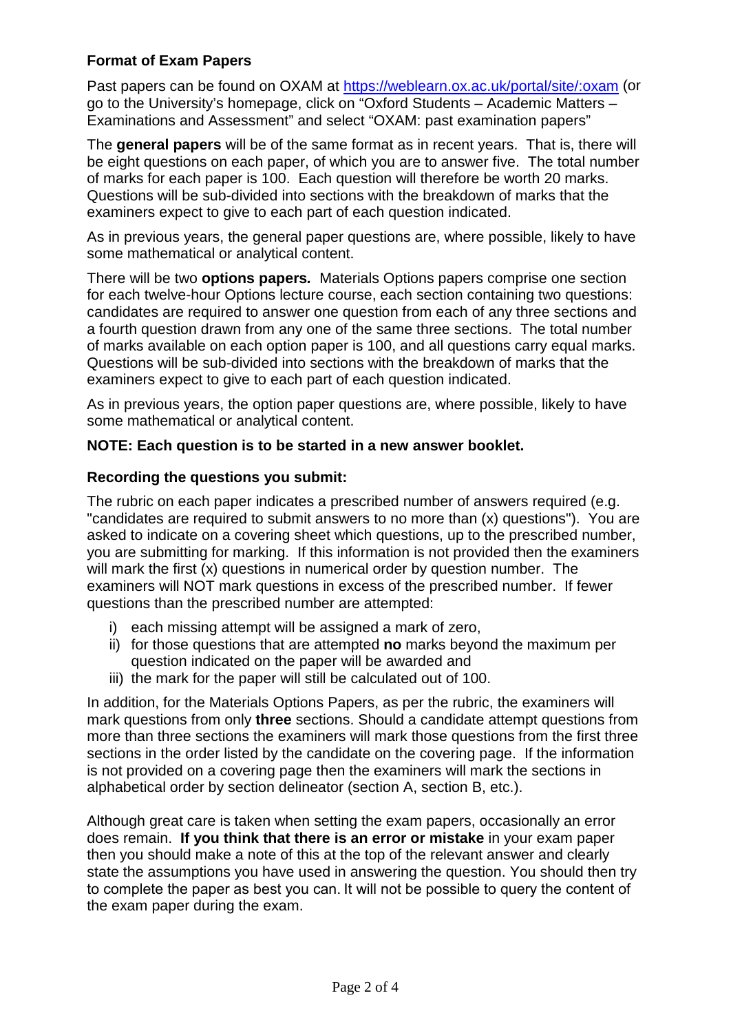### Format of Exam Papers

Past papers can be found on OXAM at [https://weblearn.ox.ac.uk/portal/site/:oxam](https://weblearn.ox.ac.uk/portal/site/:oxam) (or go to the University's homepage, click on "Oxford Students – Academic Matters – Examinations and Assessment" and select "OXAM: past examination papers"

The **general papers** will be of the same format as in recent years. That is, there will be eight questions on each paper, of which you are to answer five. The total number of marks for each paper is 100. Each question will therefore be worth 20 marks. Questions will be sub-divided into sections with the breakdown of marks that the examiners expect to give to each part of each question indicated.

As in previous years, the general paper questions are, where possible, likely to have some mathematical or analytical content.

There will be two ***options papers.*** Materials Options papers comprise one section for each twelve-hour Options lecture course, each section containing two questions: candidates are required to answer one question from each of any three sections and a fourth question drawn from any one of the same three sections. The total number of marks available on each option paper is 100, and all questions carry equal marks. Questions will be sub-divided into sections with the breakdown of marks that the examiners expect to give to each part of each question indicated.

As in previous years, the option paper questions are, where possible, likely to have some mathematical or analytical content.

**NOTE: Each question is to be started in a new answer booklet.**

### Recording the questions you submit:

The rubric on each paper indicates a prescribed number of answers required (e.g. "candidates are required to submit answers to no more than (x) questions"). You are asked to indicate on a covering sheet which questions, up to the prescribed number, you are submitting for marking. If this information is not provided then the examiners will mark the first (x) questions in numerical order by question number. The examiners will NOT mark questions in excess of the prescribed number. If fewer questions than the prescribed number are attempted:

i) each missing attempt will be assigned a mark of zero,
ii) for those questions that are attempted **no** marks beyond the maximum per question indicated on the paper will be awarded and
iii) the mark for the paper will still be calculated out of 100.

In addition, for the Materials Options Papers, as per the rubric, the examiners will mark questions from only **three** sections. Should a candidate attempt questions from more than three sections the examiners will mark those questions from the first three sections in the order listed by the candidate on the covering page. If the information is not provided on a covering page then the examiners will mark the sections in alphabetical order by section delineator (section A, section B, etc.).

Although great care is taken when setting the exam papers, occasionally an error does remain. **If you think that there is an error or mistake** in your exam paper then you should make a note of this at the top of the relevant answer and clearly state the assumptions you have used in answering the question. You should then try to complete the paper as best you can. It will not be possible to query the content of the exam paper during the exam.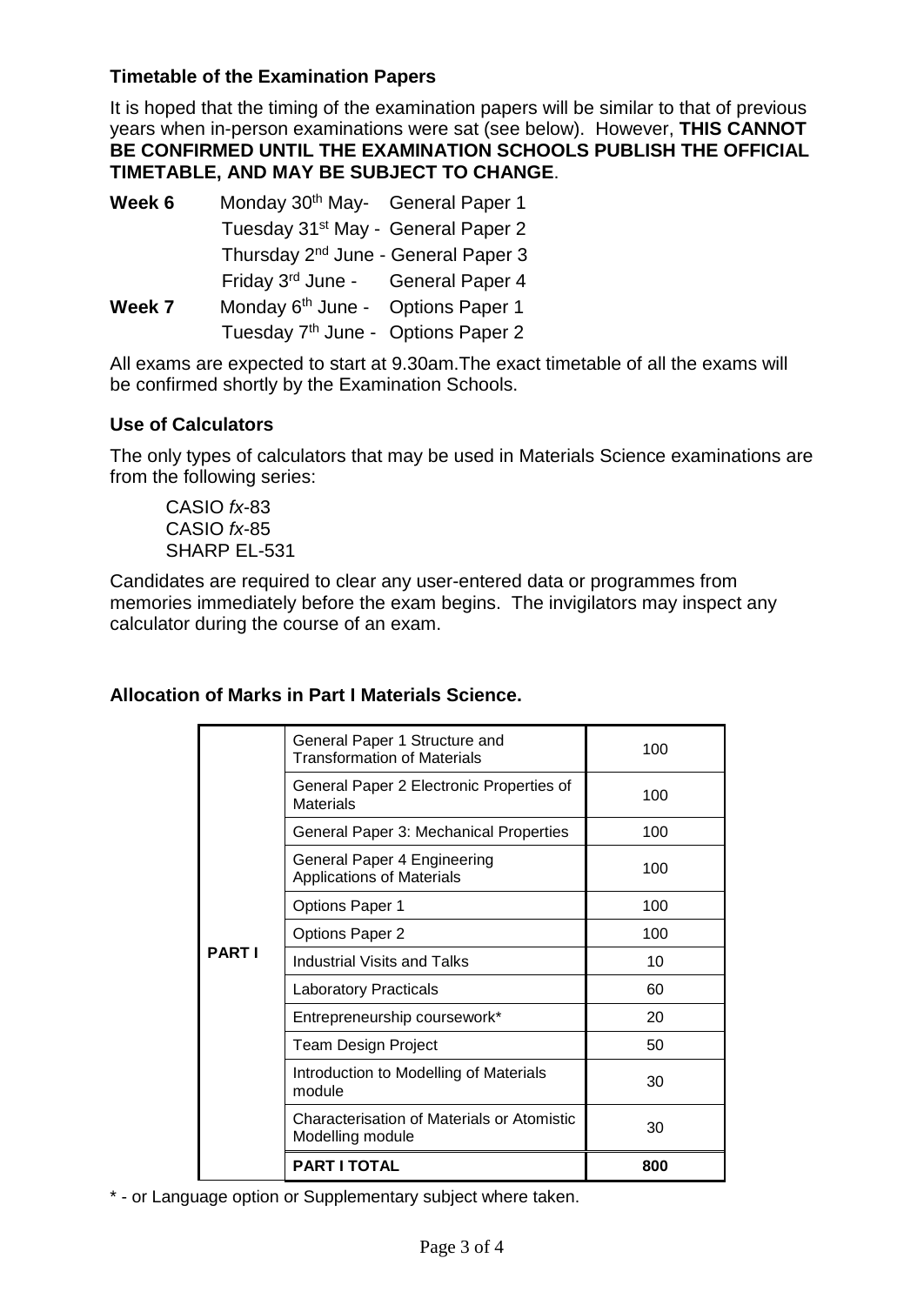**Timetable of the Examination Papers**

It is hoped that the timing of the examination papers will be similar to that of previous years when in-person examinations were sat (see below). However, **THIS CANNOT BE CONFIRMED UNTIL THE EXAMINATION SCHOOLS PUBLISH THE OFFICIAL TIMETABLE, AND MAY BE SUBJECT TO CHANGE**.

| | | |
|---|---|---|
| **Week 6** | Monday 30th May- | General Paper 1 |
| | Tuesday 31st May - | General Paper 2 |
| | Thursday 2nd June - | General Paper 3 |
| | Friday 3rd June - | General Paper 4 |
| **Week 7** | Monday 6th June - | Options Paper 1 |
| | Tuesday 7th June - | Options Paper 2 |

All exams are expected to start at 9.30am.The exact timetable of all the exams will be confirmed shortly by the Examination Schools.

**Use of Calculators**

The only types of calculators that may be used in Materials Science examinations are from the following series:

CASIO *fx*-83
CASIO *fx*-85
SHARP EL-531

Candidates are required to clear any user-entered data or programmes from memories immediately before the exam begins. The invigilators may inspect any calculator during the course of an exam.

**Allocation of Marks in Part I Materials Science.**

| | | |
|---|---|---|
| **PART I** | General Paper 1 Structure and Transformation of Materials | 100 |
| | General Paper 2 Electronic Properties of Materials | 100 |
| | General Paper 3: Mechanical Properties | 100 |
| | General Paper 4 Engineering Applications of Materials | 100 |
| | Options Paper 1 | 100 |
| | Options Paper 2 | 100 |
| | Industrial Visits and Talks | 10 |
| | Laboratory Practicals | 60 |
| | Entrepreneurship coursework* | 20 |
| | Team Design Project | 50 |
| | Introduction to Modelling of Materials module | 30 |
| | Characterisation of Materials or Atomistic Modelling module | 30 |
| | **PART I TOTAL** | **800** |

* - or Language option or Supplementary subject where taken.